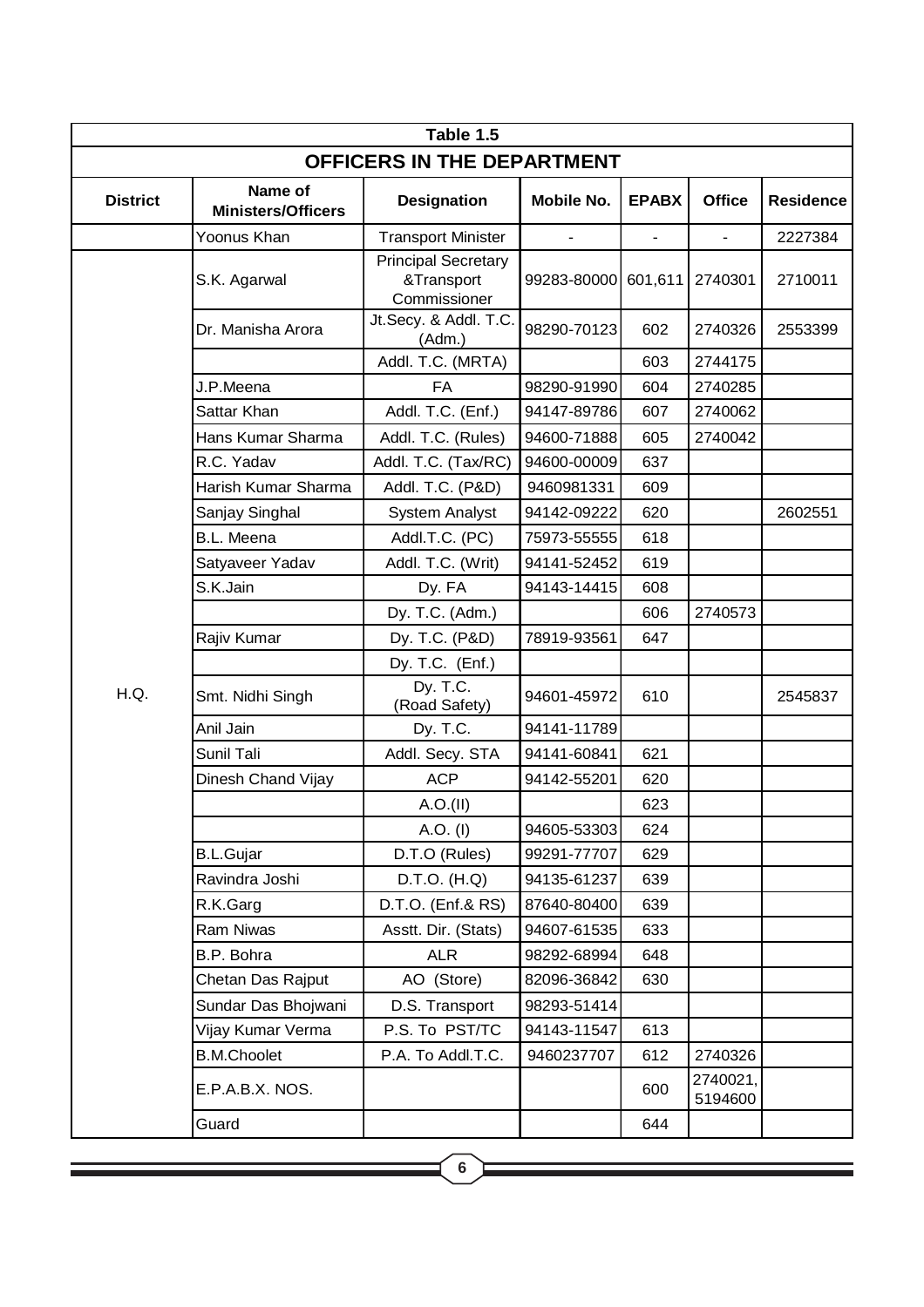## Table 1.5

## OFFICERS IN THE DEPARTMENT

| District | Name of Ministers/Officers | Designation | Mobile No. | EPABX | Office | Residence |
|---|---|---|---|---|---|---|
| | Yoonus Khan | Transport Minister | - | - | - | 2227384 |
| H.Q. | S.K. Agarwal | Principal Secretary &Transport Commissioner | 99283-80000 | 601,611 | 2740301 | 2710011 |
| | Dr. Manisha Arora | Jt.Secy. & Addl. T.C. (Adm.) | 98290-70123 | 602 | 2740326 | 2553399 |
| | | Addl. T.C. (MRTA) | | 603 | 2744175 | |
| | J.P.Meena | FA | 98290-91990 | 604 | 2740285 | |
| | Sattar Khan | Addl. T.C. (Enf.) | 94147-89786 | 607 | 2740062 | |
| | Hans Kumar Sharma | Addl. T.C. (Rules) | 94600-71888 | 605 | 2740042 | |
| | R.C. Yadav | Addl. T.C. (Tax/RC) | 94600-00009 | 637 | | |
| | Harish Kumar Sharma | Addl. T.C. (P&D) | 9460981331 | 609 | | |
| | Sanjay Singhal | System Analyst | 94142-09222 | 620 | | 2602551 |
| | B.L. Meena | Addl.T.C. (PC) | 75973-55555 | 618 | | |
| | Satyaveer Yadav | Addl. T.C. (Writ) | 94141-52452 | 619 | | |
| | S.K.Jain | Dy. FA | 94143-14415 | 608 | | |
| | | Dy. T.C. (Adm.) | | 606 | 2740573 | |
| | Rajiv Kumar | Dy. T.C. (P&D) | 78919-93561 | 647 | | |
| | | Dy. T.C. (Enf.) | | | | |
| | Smt. Nidhi Singh | Dy. T.C. (Road Safety) | 94601-45972 | 610 | | 2545837 |
| | Anil Jain | Dy. T.C. | 94141-11789 | | | |
| | Sunil Tali | Addl. Secy. STA | 94141-60841 | 621 | | |
| | Dinesh Chand Vijay | ACP | 94142-55201 | 620 | | |
| | | A.O.(II) | | 623 | | |
| | | A.O. (I) | 94605-53303 | 624 | | |
| | B.L.Gujar | D.T.O (Rules) | 99291-77707 | 629 | | |
| | Ravindra Joshi | D.T.O. (H.Q) | 94135-61237 | 639 | | |
| | R.K.Garg | D.T.O. (Enf.& RS) | 87640-80400 | 639 | | |
| | Ram Niwas | Asstt. Dir. (Stats) | 94607-61535 | 633 | | |
| | B.P. Bohra | ALR | 98292-68994 | 648 | | |
| | Chetan Das Rajput | AO (Store) | 82096-36842 | 630 | | |
| | Sundar Das Bhojwani | D.S. Transport | 98293-51414 | | | |
| | Vijay Kumar Verma | P.S. To PST/TC | 94143-11547 | 613 | | |
| | B.M.Choolet | P.A. To Addl.T.C. | 9460237707 | 612 | 2740326 | |
| | E.P.A.B.X. NOS. | | | 600 | 2740021, 5194600 | |
| | Guard | | | 644 | | |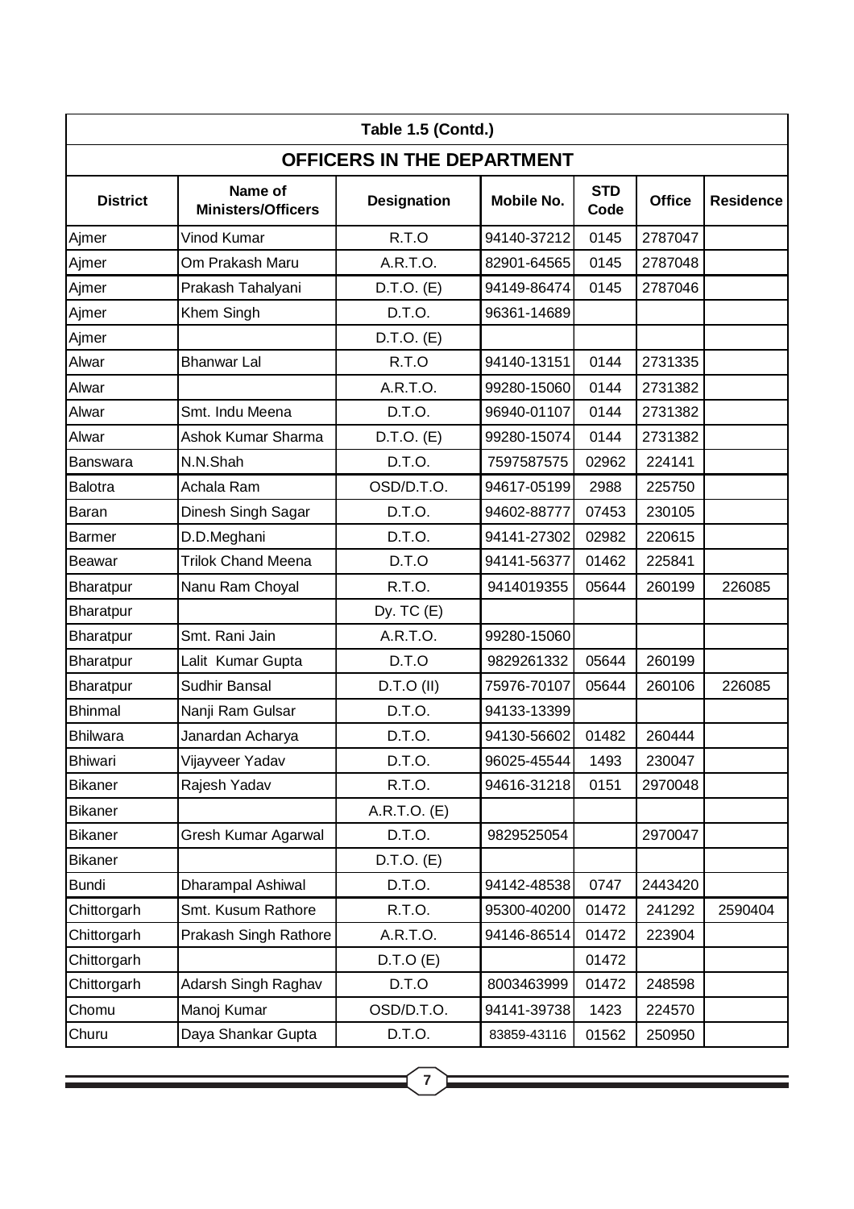| Table 1.5 (Contd.) | | | | | | |
|---|---|---|---|---|---|---|
| **OFFICERS IN THE DEPARTMENT** | | | | | | |
| **District** | **Name of Ministers/Officers** | **Designation** | **Mobile No.** | **STD Code** | **Office** | **Residence** |
| Ajmer | Vinod Kumar | R.T.O | 94140-37212 | 0145 | 2787047 | |
| Ajmer | Om Prakash Maru | A.R.T.O. | 82901-64565 | 0145 | 2787048 | |
| Ajmer | Prakash Tahalyani | D.T.O. (E) | 94149-86474 | 0145 | 2787046 | |
| Ajmer | Khem Singh | D.T.O. | 96361-14689 | | | |
| Ajmer | | D.T.O. (E) | | | | |
| Alwar | Bhanwar Lal | R.T.O | 94140-13151 | 0144 | 2731335 | |
| Alwar | | A.R.T.O. | 99280-15060 | 0144 | 2731382 | |
| Alwar | Smt. Indu Meena | D.T.O. | 96940-01107 | 0144 | 2731382 | |
| Alwar | Ashok Kumar Sharma | D.T.O. (E) | 99280-15074 | 0144 | 2731382 | |
| Banswara | N.N.Shah | D.T.O. | 7597587575 | 02962 | 224141 | |
| Balotra | Achala Ram | OSD/D.T.O. | 94617-05199 | 2988 | 225750 | |
| Baran | Dinesh Singh Sagar | D.T.O. | 94602-88777 | 07453 | 230105 | |
| Barmer | D.D.Meghani | D.T.O. | 94141-27302 | 02982 | 220615 | |
| Beawar | Trilok Chand Meena | D.T.O | 94141-56377 | 01462 | 225841 | |
| Bharatpur | Nanu Ram Choyal | R.T.O. | 9414019355 | 05644 | 260199 | 226085 |
| Bharatpur | | Dy. TC (E) | | | | |
| Bharatpur | Smt. Rani Jain | A.R.T.O. | 99280-15060 | | | |
| Bharatpur | Lalit Kumar Gupta | D.T.O | 9829261332 | 05644 | 260199 | |
| Bharatpur | Sudhir Bansal | D.T.O (II) | 75976-70107 | 05644 | 260106 | 226085 |
| Bhinmal | Nanji Ram Gulsar | D.T.O. | 94133-13399 | | | |
| Bhilwara | Janardan Acharya | D.T.O. | 94130-56602 | 01482 | 260444 | |
| Bhiwari | Vijayveer Yadav | D.T.O. | 96025-45544 | 1493 | 230047 | |
| Bikaner | Rajesh Yadav | R.T.O. | 94616-31218 | 0151 | 2970048 | |
| Bikaner | | A.R.T.O. (E) | | | | |
| Bikaner | Gresh Kumar Agarwal | D.T.O. | 9829525054 | | 2970047 | |
| Bikaner | | D.T.O. (E) | | | | |
| Bundi | Dharampal Ashiwal | D.T.O. | 94142-48538 | 0747 | 2443420 | |
| Chittorgarh | Smt. Kusum Rathore | R.T.O. | 95300-40200 | 01472 | 241292 | 2590404 |
| Chittorgarh | Prakash Singh Rathore | A.R.T.O. | 94146-86514 | 01472 | 223904 | |
| Chittorgarh | | D.T.O (E) | | 01472 | | |
| Chittorgarh | Adarsh Singh Raghav | D.T.O | 8003463999 | 01472 | 248598 | |
| Chomu | Manoj Kumar | OSD/D.T.O. | 94141-39738 | 1423 | 224570 | |
| Churu | Daya Shankar Gupta | D.T.O. | 83859-43116 | 01562 | 250950 | |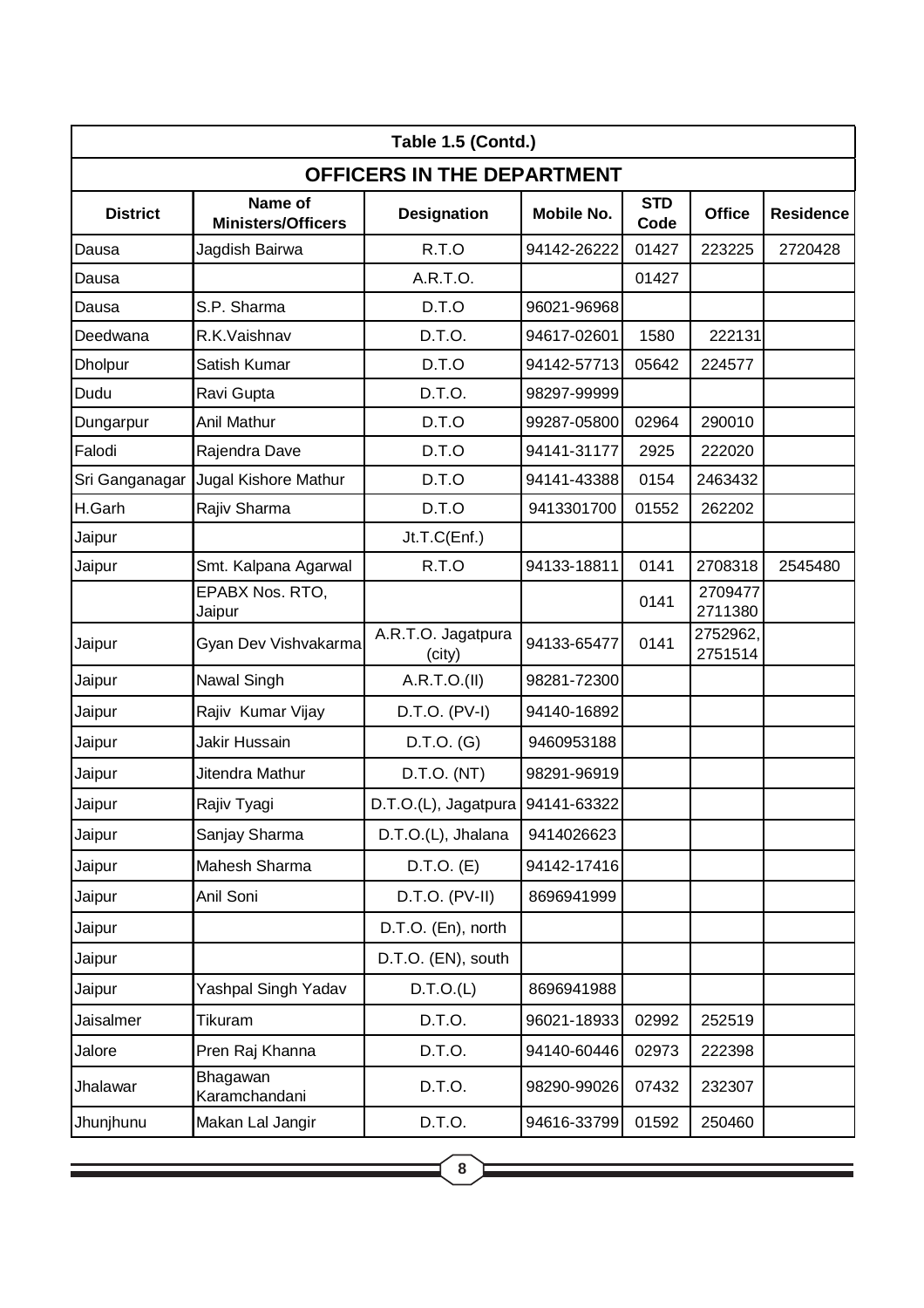**Table 1.5 (Contd.)**

## OFFICERS IN THE DEPARTMENT

| District | Name of Ministers/Officers | Designation | Mobile No. | STD Code | Office | Residence |
|---|---|---|---|---|---|---|
| Dausa | Jagdish Bairwa | R.T.O | 94142-26222 | 01427 | 223225 | 2720428 |
| Dausa | | A.R.T.O. | | 01427 | | |
| Dausa | S.P. Sharma | D.T.O | 96021-96968 | | | |
| Deedwana | R.K.Vaishnav | D.T.O. | 94617-02601 | 1580 | 222131 | |
| Dholpur | Satish Kumar | D.T.O | 94142-57713 | 05642 | 224577 | |
| Dudu | Ravi Gupta | D.T.O. | 98297-99999 | | | |
| Dungarpur | Anil Mathur | D.T.O | 99287-05800 | 02964 | 290010 | |
| Falodi | Rajendra Dave | D.T.O | 94141-31177 | 2925 | 222020 | |
| Sri Ganganagar | Jugal Kishore Mathur | D.T.O | 94141-43388 | 0154 | 2463432 | |
| H.Garh | Rajiv Sharma | D.T.O | 9413301700 | 01552 | 262202 | |
| Jaipur | | Jt.T.C(Enf.) | | | | |
| Jaipur | Smt. Kalpana Agarwal | R.T.O | 94133-18811 | 0141 | 2708318 | 2545480 |
| | EPABX Nos. RTO, Jaipur | | | 0141 | 2709477 2711380 | |
| Jaipur | Gyan Dev Vishvakarma | A.R.T.O. Jagatpura (city) | 94133-65477 | 0141 | 2752962, 2751514 | |
| Jaipur | Nawal Singh | A.R.T.O.(II) | 98281-72300 | | | |
| Jaipur | Rajiv Kumar Vijay | D.T.O. (PV-I) | 94140-16892 | | | |
| Jaipur | Jakir Hussain | D.T.O. (G) | 9460953188 | | | |
| Jaipur | Jitendra Mathur | D.T.O. (NT) | 98291-96919 | | | |
| Jaipur | Rajiv Tyagi | D.T.O.(L), Jagatpura | 94141-63322 | | | |
| Jaipur | Sanjay Sharma | D.T.O.(L), Jhalana | 9414026623 | | | |
| Jaipur | Mahesh Sharma | D.T.O. (E) | 94142-17416 | | | |
| Jaipur | Anil Soni | D.T.O. (PV-II) | 8696941999 | | | |
| Jaipur | | D.T.O. (En), north | | | | |
| Jaipur | | D.T.O. (EN), south | | | | |
| Jaipur | Yashpal Singh Yadav | D.T.O.(L) | 8696941988 | | | |
| Jaisalmer | Tikuram | D.T.O. | 96021-18933 | 02992 | 252519 | |
| Jalore | Pren Raj Khanna | D.T.O. | 94140-60446 | 02973 | 222398 | |
| Jhalawar | Bhagawan Karamchandani | D.T.O. | 98290-99026 | 07432 | 232307 | |
| Jhunjhunu | Makan Lal Jangir | D.T.O. | 94616-33799 | 01592 | 250460 | |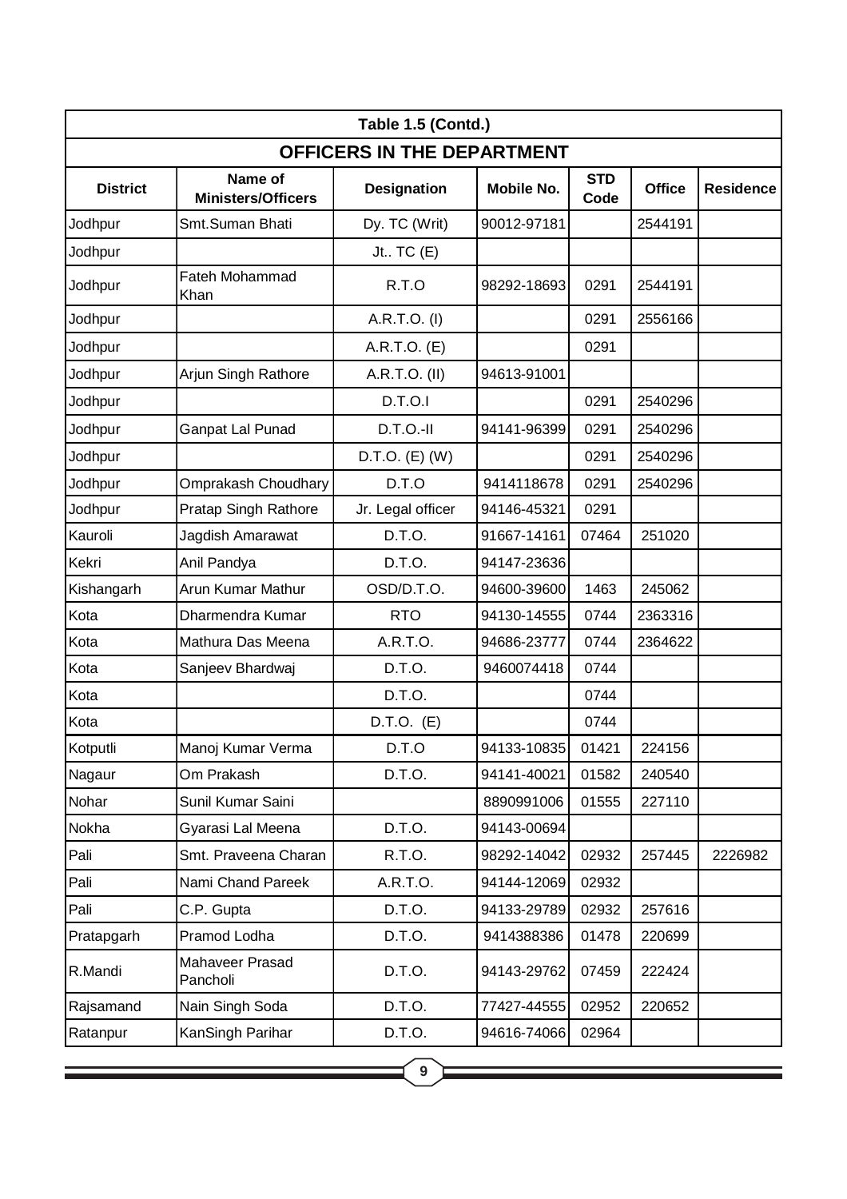Table 1.5 (Contd.)

## OFFICERS IN THE DEPARTMENT

| District | Name of Ministers/Officers | Designation | Mobile No. | STD Code | Office | Residence |
|---|---|---|---|---|---|---|
| Jodhpur | Smt.Suman Bhati | Dy. TC (Writ) | 90012-97181 | | 2544191 | |
| Jodhpur | | Jt.. TC (E) | | | | |
| Jodhpur | Fateh Mohammad Khan | R.T.O | 98292-18693 | 0291 | 2544191 | |
| Jodhpur | | A.R.T.O. (I) | | 0291 | 2556166 | |
| Jodhpur | | A.R.T.O. (E) | | 0291 | | |
| Jodhpur | Arjun Singh Rathore | A.R.T.O. (II) | 94613-91001 | | | |
| Jodhpur | | D.T.O.I | | 0291 | 2540296 | |
| Jodhpur | Ganpat Lal Punad | D.T.O.-II | 94141-96399 | 0291 | 2540296 | |
| Jodhpur | | D.T.O. (E) (W) | | 0291 | 2540296 | |
| Jodhpur | Omprakash Choudhary | D.T.O | 9414118678 | 0291 | 2540296 | |
| Jodhpur | Pratap Singh Rathore | Jr. Legal officer | 94146-45321 | 0291 | | |
| Kauroli | Jagdish Amarawat | D.T.O. | 91667-14161 | 07464 | 251020 | |
| Kekri | Anil Pandya | D.T.O. | 94147-23636 | | | |
| Kishangarh | Arun Kumar Mathur | OSD/D.T.O. | 94600-39600 | 1463 | 245062 | |
| Kota | Dharmendra Kumar | RTO | 94130-14555 | 0744 | 2363316 | |
| Kota | Mathura Das Meena | A.R.T.O. | 94686-23777 | 0744 | 2364622 | |
| Kota | Sanjeev Bhardwaj | D.T.O. | 9460074418 | 0744 | | |
| Kota | | D.T.O. | | 0744 | | |
| Kota | | D.T.O. (E) | | 0744 | | |
| Kotputli | Manoj Kumar Verma | D.T.O | 94133-10835 | 01421 | 224156 | |
| Nagaur | Om Prakash | D.T.O. | 94141-40021 | 01582 | 240540 | |
| Nohar | Sunil Kumar Saini | | 8890991006 | 01555 | 227110 | |
| Nokha | Gyarasi Lal Meena | D.T.O. | 94143-00694 | | | |
| Pali | Smt. Praveena Charan | R.T.O. | 98292-14042 | 02932 | 257445 | 2226982 |
| Pali | Nami Chand Pareek | A.R.T.O. | 94144-12069 | 02932 | | |
| Pali | C.P. Gupta | D.T.O. | 94133-29789 | 02932 | 257616 | |
| Pratapgarh | Pramod Lodha | D.T.O. | 9414388386 | 01478 | 220699 | |
| R.Mandi | Mahaveer Prasad Pancholi | D.T.O. | 94143-29762 | 07459 | 222424 | |
| Rajsamand | Nain Singh Soda | D.T.O. | 77427-44555 | 02952 | 220652 | |
| Ratanpur | KanSingh Parihar | D.T.O. | 94616-74066 | 02964 | | |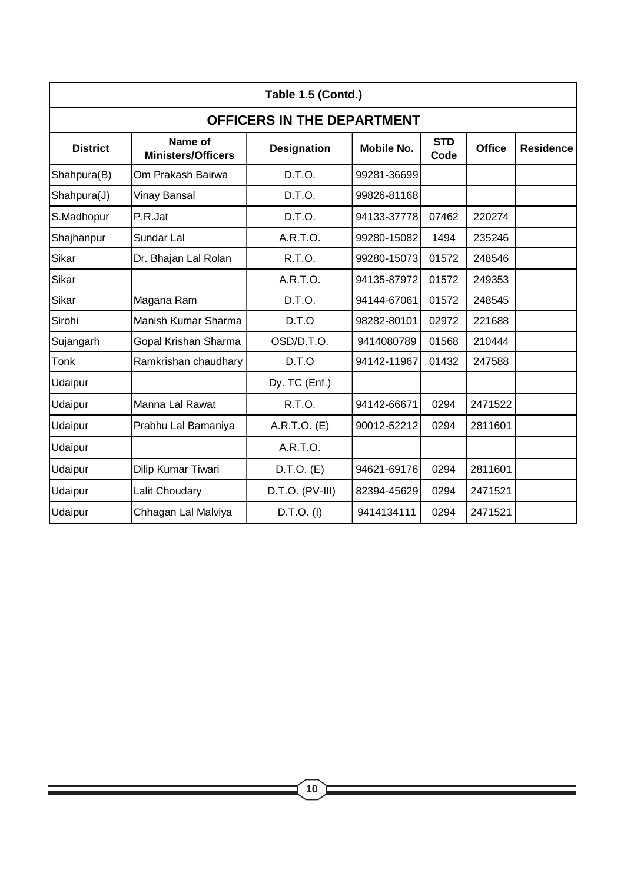## Table 1.5 (Contd.)

### OFFICERS IN THE DEPARTMENT

| District | Name of Ministers/Officers | Designation | Mobile No. | STD Code | Office | Residence |
|---|---|---|---|---|---|---|
| Shahpura(B) | Om Prakash Bairwa | D.T.O. | 99281-36699 | | | |
| Shahpura(J) | Vinay Bansal | D.T.O. | 99826-81168 | | | |
| S.Madhopur | P.R.Jat | D.T.O. | 94133-37778 | 07462 | 220274 | |
| Shajhanpur | Sundar Lal | A.R.T.O. | 99280-15082 | 1494 | 235246 | |
| Sikar | Dr. Bhajan Lal Rolan | R.T.O. | 99280-15073 | 01572 | 248546 | |
| Sikar | | A.R.T.O. | 94135-87972 | 01572 | 249353 | |
| Sikar | Magana Ram | D.T.O. | 94144-67061 | 01572 | 248545 | |
| Sirohi | Manish Kumar Sharma | D.T.O | 98282-80101 | 02972 | 221688 | |
| Sujangarh | Gopal Krishan Sharma | OSD/D.T.O. | 9414080789 | 01568 | 210444 | |
| Tonk | Ramkrishan chaudhary | D.T.O | 94142-11967 | 01432 | 247588 | |
| Udaipur | | Dy. TC (Enf.) | | | | |
| Udaipur | Manna Lal Rawat | R.T.O. | 94142-66671 | 0294 | 2471522 | |
| Udaipur | Prabhu Lal Bamaniya | A.R.T.O. (E) | 90012-52212 | 0294 | 2811601 | |
| Udaipur | | A.R.T.O. | | | | |
| Udaipur | Dilip Kumar Tiwari | D.T.O. (E) | 94621-69176 | 0294 | 2811601 | |
| Udaipur | Lalit Choudary | D.T.O. (PV-III) | 82394-45629 | 0294 | 2471521 | |
| Udaipur | Chhagan Lal Malviya | D.T.O. (I) | 9414134111 | 0294 | 2471521 | |